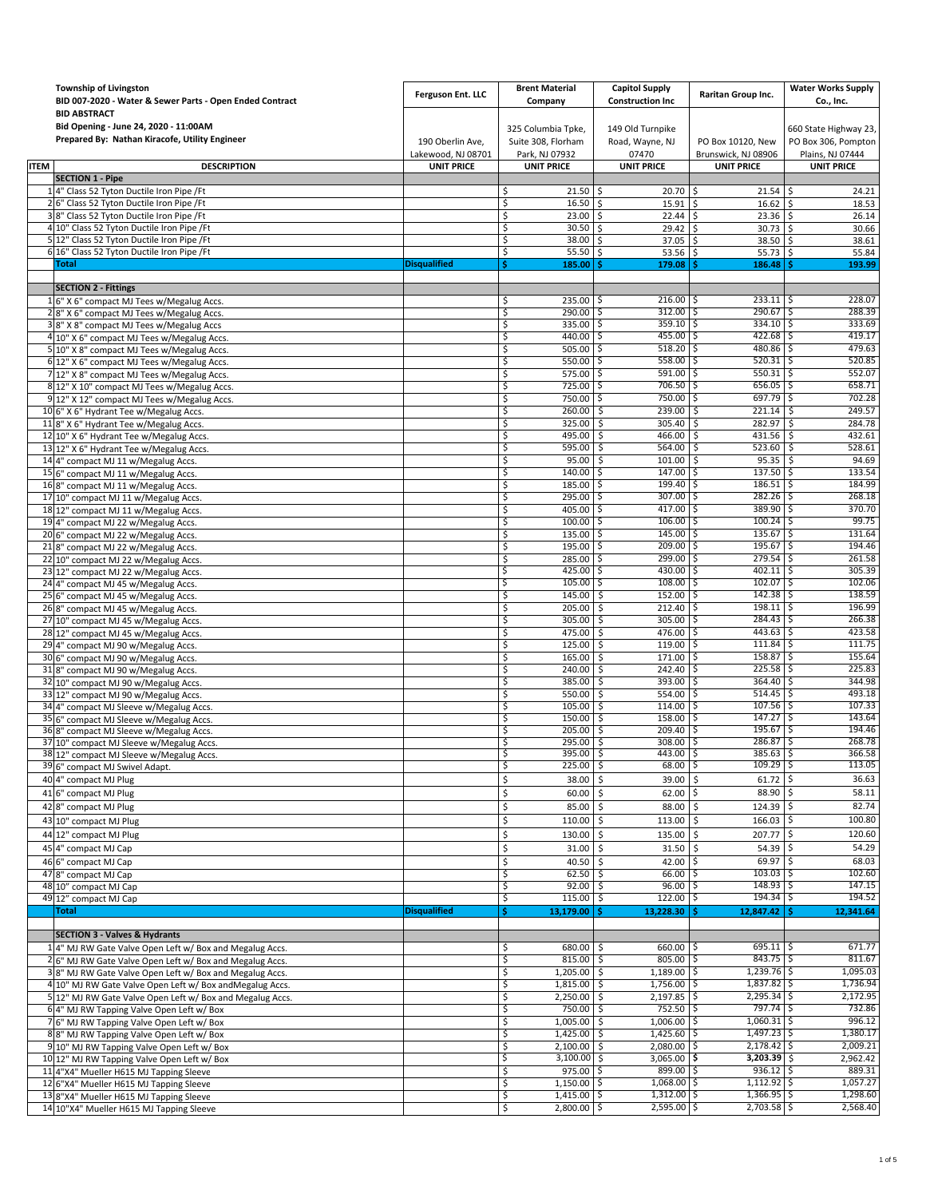| ITEM | Township of Livingston<br>BID 007-2020 - Water & Sewer Parts - Open Ended Contract<br>BID ABSTRACT<br>Bid Opening - June 24, 2020 - 11:00AM<br>Prepared By: Nathan Kiracofe, Utility Engineer | Ferguson Ent. LLC<br>190 Oberlin Ave, Lakewood, NJ 08701 | Brent Material Company<br>325 Columbia Tpke, Suite 308, Florham Park, NJ 07932 | Capitol Supply Construction Inc<br>149 Old Turnpike Road, Wayne, NJ 07470 | Raritan Group Inc.<br>PO Box 10120, New Brunswick, NJ 08906 | Water Works Supply Co., Inc.<br>660 State Highway 23, PO Box 306, Pompton Plains, NJ 07444 |
|---|---|---|---|---|---|---|
| | DESCRIPTION | UNIT PRICE | UNIT PRICE | UNIT PRICE | UNIT PRICE | UNIT PRICE |
| | **SECTION 1 - Pipe** | | | | | |
| 1 | 4" Class 52 Tyton Ductile Iron Pipe /Ft | | $ 21.50 | $ 20.70 | $ 21.54 | $ 24.21 |
| 2 | 6" Class 52 Tyton Ductile Iron Pipe /Ft | | $ 16.50 | $ 15.91 | $ 16.62 | $ 18.53 |
| 3 | 8" Class 52 Tyton Ductile Iron Pipe /Ft | | $ 23.00 | $ 22.44 | $ 23.36 | $ 26.14 |
| 4 | 10" Class 52 Tyton Ductile Iron Pipe /Ft | | $ 30.50 | $ 29.42 | $ 30.73 | $ 30.66 |
| 5 | 12" Class 52 Tyton Ductile Iron Pipe /Ft | | $ 38.00 | $ 37.05 | $ 38.50 | $ 38.61 |
| 6 | 16" Class 52 Tyton Ductile Iron Pipe /Ft | | $ 55.50 | $ 53.56 | $ 55.73 | $ 55.84 |
| | **Total** | **Disqualified** | **$ 185.00** | **$ 179.08** | **$ 186.48** | **$ 193.99** |
| | | | | | | |
| | **SECTION 2 - Fittings** | | | | | |
| 1 | 6" X 6" compact MJ Tees w/Megalug Accs. | | $ 235.00 | $ 216.00 | $ 233.11 | $ 228.07 |
| 2 | 8" X 6" compact MJ Tees w/Megalug Accs. | | $ 290.00 | $ 312.00 | $ 290.67 | $ 288.39 |
| 3 | 8" X 8" compact MJ Tees w/Megalug Accs | | $ 335.00 | $ 359.10 | $ 334.10 | $ 333.69 |
| 4 | 10" X 6" compact MJ Tees w/Megalug Accs. | | $ 440.00 | $ 455.00 | $ 422.68 | $ 419.17 |
| 5 | 10" X 8" compact MJ Tees w/Megalug Accs. | | $ 505.00 | $ 518.20 | $ 480.86 | $ 479.63 |
| 6 | 12" X 6" compact MJ Tees w/Megalug Accs. | | $ 550.00 | $ 558.00 | $ 520.31 | $ 520.85 |
| 7 | 12" X 8" compact MJ Tees w/Megalug Accs. | | $ 575.00 | $ 591.00 | $ 550.31 | $ 552.07 |
| 8 | 12" X 10" compact MJ Tees w/Megalug Accs. | | $ 725.00 | $ 706.50 | $ 656.05 | $ 658.71 |
| 9 | 12" X 12" compact MJ Tees w/Megalug Accs. | | $ 750.00 | $ 750.00 | $ 697.79 | $ 702.28 |
| 10 | 6" X 6" Hydrant Tee w/Megalug Accs. | | $ 260.00 | $ 239.00 | $ 221.14 | $ 249.57 |
| 11 | 8" X 6" Hydrant Tee w/Megalug Accs. | | $ 325.00 | $ 305.40 | $ 282.97 | $ 284.78 |
| 12 | 10" X 6" Hydrant Tee w/Megalug Accs. | | $ 495.00 | $ 466.00 | $ 431.56 | $ 432.61 |
| 13 | 12" X 6" Hydrant Tee w/Megalug Accs. | | $ 595.00 | $ 564.00 | $ 523.60 | $ 528.61 |
| 14 | 4" compact MJ 11 w/Megalug Accs. | | $ 95.00 | $ 101.00 | $ 95.35 | $ 94.69 |
| 15 | 6" compact MJ 11 w/Megalug Accs. | | $ 140.00 | $ 147.00 | $ 137.50 | $ 133.54 |
| 16 | 8" compact MJ 11 w/Megalug Accs. | | $ 185.00 | $ 199.40 | $ 186.51 | $ 184.99 |
| 17 | 10" compact MJ 11 w/Megalug Accs. | | $ 295.00 | $ 307.00 | $ 282.26 | $ 268.18 |
| 18 | 12" compact MJ 11 w/Megalug Accs. | | $ 405.00 | $ 417.00 | $ 389.90 | $ 370.70 |
| 19 | 4" compact MJ 22 w/Megalug Accs. | | $ 100.00 | $ 106.00 | $ 100.24 | $ 99.75 |
| 20 | 6" compact MJ 22 w/Megalug Accs. | | $ 135.00 | $ 145.00 | $ 135.67 | $ 131.64 |
| 21 | 8" compact MJ 22 w/Megalug Accs. | | $ 195.00 | $ 209.00 | $ 195.67 | $ 194.46 |
| 22 | 10" compact MJ 22 w/Megalug Accs. | | $ 285.00 | $ 299.00 | $ 279.54 | $ 261.58 |
| 23 | 12" compact MJ 22 w/Megalug Accs. | | $ 425.00 | $ 430.00 | $ 402.11 | $ 305.39 |
| 24 | 4" compact MJ 45 w/Megalug Accs. | | $ 105.00 | $ 108.00 | $ 102.07 | $ 102.06 |
| 25 | 6" compact MJ 45 w/Megalug Accs. | | $ 145.00 | $ 152.00 | $ 142.38 | $ 138.59 |
| 26 | 8" compact MJ 45 w/Megalug Accs. | | $ 205.00 | $ 212.40 | $ 198.11 | $ 196.99 |
| 27 | 10" compact MJ 45 w/Megalug Accs. | | $ 305.00 | $ 305.00 | $ 284.43 | $ 266.38 |
| 28 | 12" compact MJ 45 w/Megalug Accs. | | $ 475.00 | $ 476.00 | $ 443.63 | $ 423.58 |
| 29 | 4" compact MJ 90 w/Megalug Accs. | | $ 125.00 | $ 119.00 | $ 111.84 | $ 111.75 |
| 30 | 6" compact MJ 90 w/Megalug Accs. | | $ 165.00 | $ 171.00 | $ 158.87 | $ 155.64 |
| 31 | 8" compact MJ 90 w/Megalug Accs. | | $ 240.00 | $ 242.40 | $ 225.58 | $ 225.83 |
| 32 | 10" compact MJ 90 w/Megalug Accs. | | $ 385.00 | $ 393.00 | $ 364.40 | $ 344.98 |
| 33 | 12" compact MJ 90 w/Megalug Accs. | | $ 550.00 | $ 554.00 | $ 514.45 | $ 493.18 |
| 34 | 4" compact MJ Sleeve w/Megalug Accs. | | $ 105.00 | $ 114.00 | $ 107.56 | $ 107.33 |
| 35 | 6" compact MJ Sleeve w/Megalug Accs. | | $ 150.00 | $ 158.00 | $ 147.27 | $ 143.64 |
| 36 | 8" compact MJ Sleeve w/Megalug Accs. | | $ 205.00 | $ 209.40 | $ 195.67 | $ 194.46 |
| 37 | 10" compact MJ Sleeve w/Megalug Accs. | | $ 295.00 | $ 308.00 | $ 286.87 | $ 268.78 |
| 38 | 12" compact MJ Sleeve w/Megalug Accs. | | $ 395.00 | $ 443.00 | $ 385.63 | $ 366.58 |
| 39 | 6" compact MJ Swivel Adapt. | | $ 225.00 | $ 68.00 | $ 109.29 | $ 113.05 |
| 40 | 4" compact MJ Plug | | $ 38.00 | $ 39.00 | $ 61.72 | $ 36.63 |
| 41 | 6" compact MJ Plug | | $ 60.00 | $ 62.00 | $ 88.90 | $ 58.11 |
| 42 | 8" compact MJ Plug | | $ 85.00 | $ 88.00 | $ 124.39 | $ 82.74 |
| 43 | 10" compact MJ Plug | | $ 110.00 | $ 113.00 | $ 166.03 | $ 100.80 |
| 44 | 12" compact MJ Plug | | $ 130.00 | $ 135.00 | $ 207.77 | $ 120.60 |
| 45 | 4" compact MJ Cap | | $ 31.00 | $ 31.50 | $ 54.39 | $ 54.29 |
| 46 | 6" compact MJ Cap | | $ 40.50 | $ 42.00 | $ 69.97 | $ 68.03 |
| 47 | 8" compact MJ Cap | | $ 62.50 | $ 66.00 | $ 103.03 | $ 102.60 |
| 48 | 10" compact MJ Cap | | $ 92.00 | $ 96.00 | $ 148.93 | $ 147.15 |
| 49 | 12" compact MJ Cap | | $ 115.00 | $ 122.00 | $ 194.34 | $ 194.52 |
| | **Total** | **Disqualified** | **$ 13,179.00** | **$ 13,228.30** | **$ 12,847.42** | **$ 12,341.64** |
| | | | | | | |
| | **SECTION 3 - Valves & Hydrants** | | | | | |
| 1 | 4" MJ RW Gate Valve Open Left w/ Box and Megalug Accs. | | $ 680.00 | $ 660.00 | $ 695.11 | $ 671.77 |
| 2 | 6" MJ RW Gate Valve Open Left w/ Box and Megalug Accs. | | $ 815.00 | $ 805.00 | $ 843.75 | $ 811.67 |
| 3 | 8" MJ RW Gate Valve Open Left w/ Box and Megalug Accs. | | $ 1,205.00 | $ 1,189.00 | $ 1,239.76 | $ 1,095.03 |
| 4 | 10" MJ RW Gate Valve Open Left w/ Box andMegalug Accs. | | $ 1,815.00 | $ 1,756.00 | $ 1,837.82 | $ 1,736.94 |
| 5 | 12" MJ RW Gate Valve Open Left w/ Box and Megalug Accs. | | $ 2,250.00 | $ 2,197.85 | $ 2,295.34 | $ 2,172.95 |
| 6 | 4" MJ RW Tapping Valve Open Left w/ Box | | $ 750.00 | $ 752.50 | $ 797.74 | $ 732.86 |
| 7 | 6" MJ RW Tapping Valve Open Left w/ Box | | $ 1,005.00 | $ 1,006.00 | $ 1,060.31 | $ 996.12 |
| 8 | 8" MJ RW Tapping Valve Open Left w/ Box | | $ 1,425.00 | $ 1,425.60 | $ 1,497.23 | $ 1,380.17 |
| 9 | 10" MJ RW Tapping Valve Open Left w/ Box | | $ 2,100.00 | $ 2,080.00 | $ 2,178.42 | $ 2,009.21 |
| 10 | 12" MJ RW Tapping Valve Open Left w/ Box | | $ 3,100.00 | $ 3,065.00 | **$ 3,203.39** | $ 2,962.42 |
| 11 | 4"X4" Mueller H615 MJ Tapping Sleeve | | $ 975.00 | $ 899.00 | $ 936.12 | $ 889.31 |
| 12 | 6"X4" Mueller H615 MJ Tapping Sleeve | | $ 1,150.00 | $ 1,068.00 | $ 1,112.92 | $ 1,057.27 |
| 13 | 8"X4" Mueller H615 MJ Tapping Sleeve | | $ 1,415.00 | $ 1,312.00 | $ 1,366.95 | $ 1,298.60 |
| 14 | 10"X4" Mueller H615 MJ Tapping Sleeve | | $ 2,800.00 | $ 2,595.00 | $ 2,703.58 | $ 2,568.40 |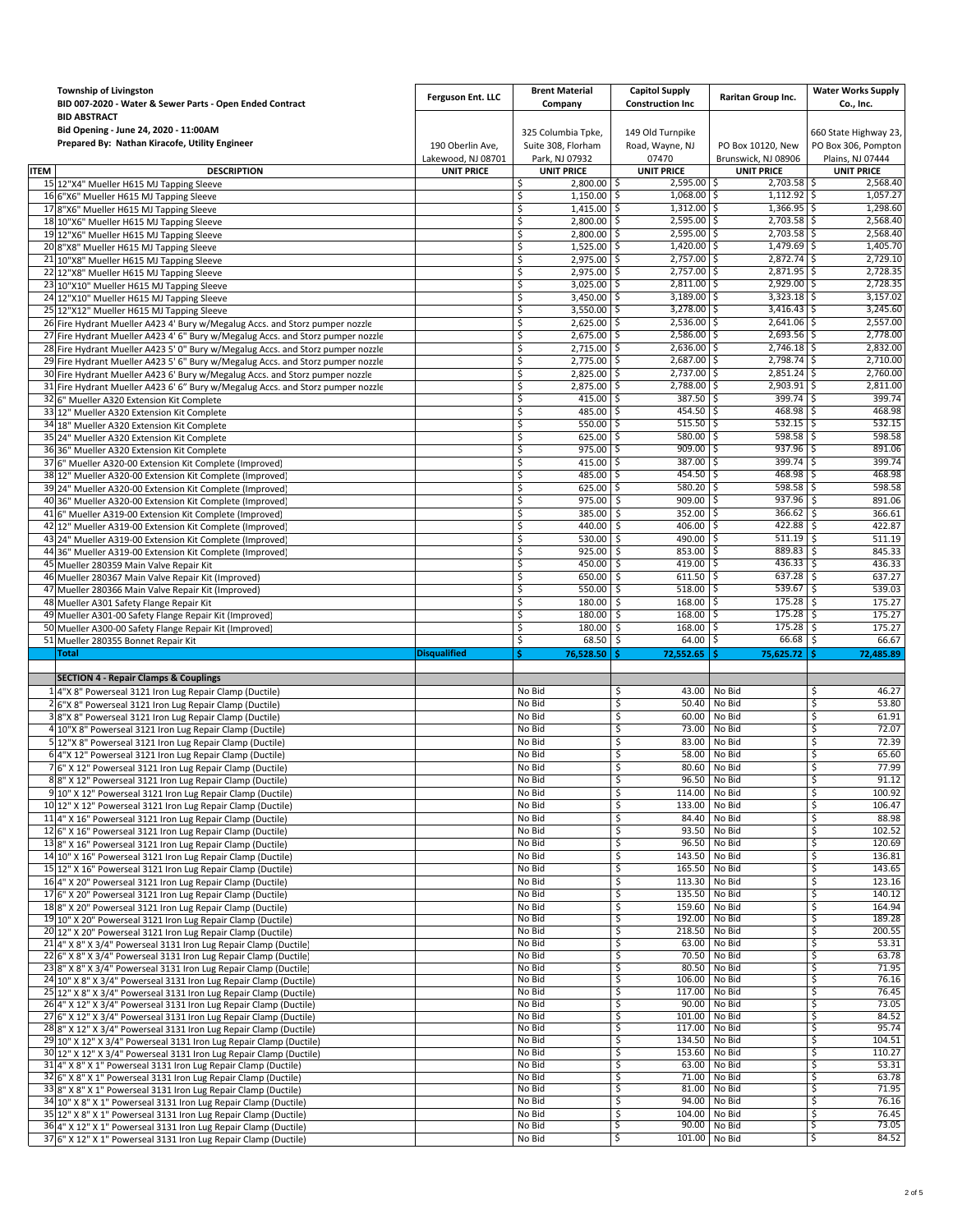| | Township of Livingston<br>BID 007-2020 - Water & Sewer Parts - Open Ended Contract<br>BID ABSTRACT<br>Bid Opening - June 24, 2020 - 11:00AM<br>Prepared By: Nathan Kiracofe, Utility Engineer | Ferguson Ent. LLC<br><br>190 Oberlin Ave, Lakewood, NJ 08701 | Brent Material Company<br><br>325 Columbia Tpke, Suite 308, Florham Park, NJ 07932 | Capitol Supply Construction Inc<br><br>149 Old Turnpike Road, Wayne, NJ 07470 | Raritan Group Inc.<br><br>PO Box 10120, New Brunswick, NJ 08906 | Water Works Supply Co., Inc.<br><br>660 State Highway 23, PO Box 306, Pompton Plains, NJ 07444 |
|---|---|---|---|---|---|---|
| ITEM | DESCRIPTION | UNIT PRICE | UNIT PRICE | UNIT PRICE | UNIT PRICE | UNIT PRICE |
| 15 | 12"X4" Mueller H615 MJ Tapping Sleeve | | $ 2,800.00 | $ 2,595.00 | $ 2,703.58 | $ 2,568.40 |
| 16 | 6"X6" Mueller H615 MJ Tapping Sleeve | | $ 1,150.00 | $ 1,068.00 | $ 1,112.92 | $ 1,057.27 |
| 17 | 8"X6" Mueller H615 MJ Tapping Sleeve | | $ 1,415.00 | $ 1,312.00 | $ 1,366.95 | $ 1,298.60 |
| 18 | 10"X6" Mueller H615 MJ Tapping Sleeve | | $ 2,800.00 | $ 2,595.00 | $ 2,703.58 | $ 2,568.40 |
| 19 | 12"X6" Mueller H615 MJ Tapping Sleeve | | $ 2,800.00 | $ 2,595.00 | $ 2,703.58 | $ 2,568.40 |
| 20 | 8"X8" Mueller H615 MJ Tapping Sleeve | | $ 1,525.00 | $ 1,420.00 | $ 1,479.69 | $ 1,405.70 |
| 21 | 10"X8" Mueller H615 MJ Tapping Sleeve | | $ 2,975.00 | $ 2,757.00 | $ 2,872.74 | $ 2,729.10 |
| 22 | 12"X8" Mueller H615 MJ Tapping Sleeve | | $ 2,975.00 | $ 2,757.00 | $ 2,871.95 | $ 2,728.35 |
| 23 | 10"X10" Mueller H615 MJ Tapping Sleeve | | $ 3,025.00 | $ 2,811.00 | $ 2,929.00 | $ 2,728.35 |
| 24 | 12"X10" Mueller H615 MJ Tapping Sleeve | | $ 3,450.00 | $ 3,189.00 | $ 3,323.18 | $ 3,157.02 |
| 25 | 12"X12" Mueller H615 MJ Tapping Sleeve | | $ 3,550.00 | $ 3,278.00 | $ 3,416.43 | $ 3,245.60 |
| 26 | Fire Hydrant Mueller A423 4' Bury w/Megalug Accs. and Storz pumper nozzle | | $ 2,625.00 | $ 2,536.00 | $ 2,641.06 | $ 2,557.00 |
| 27 | Fire Hydrant Mueller A423 4' 6" Bury w/Megalug Accs. and Storz pumper nozzle | | $ 2,675.00 | $ 2,586.00 | $ 2,693.56 | $ 2,778.00 |
| 28 | Fire Hydrant Mueller A423 5' 0" Bury w/Megalug Accs. and Storz pumper nozzle | | $ 2,715.00 | $ 2,636.00 | $ 2,746.18 | $ 2,832.00 |
| 29 | Fire Hydrant Mueller A423 5' 6" Bury w/Megalug Accs. and Storz pumper nozzle | | $ 2,775.00 | $ 2,687.00 | $ 2,798.74 | $ 2,710.00 |
| 30 | Fire Hydrant Mueller A423 6' Bury w/Megalug Accs. and Storz pumper nozzle | | $ 2,825.00 | $ 2,737.00 | $ 2,851.24 | $ 2,760.00 |
| 31 | Fire Hydrant Mueller A423 6' 6" Bury w/Megalug Accs. and Storz pumper nozzle | | $ 2,875.00 | $ 2,788.00 | $ 2,903.91 | $ 2,811.00 |
| 32 | 6" Mueller A320 Extension Kit Complete | | $ 415.00 | $ 387.50 | $ 399.74 | $ 399.74 |
| 33 | 12" Mueller A320 Extension Kit Complete | | $ 485.00 | $ 454.50 | $ 468.98 | $ 468.98 |
| 34 | 18" Mueller A320 Extension Kit Complete | | $ 550.00 | $ 515.50 | $ 532.15 | $ 532.15 |
| 35 | 24" Mueller A320 Extension Kit Complete | | $ 625.00 | $ 580.00 | $ 598.58 | $ 598.58 |
| 36 | 36" Mueller A320 Extension Kit Complete | | $ 975.00 | $ 909.00 | $ 937.96 | $ 891.06 |
| 37 | 6" Mueller A320-00 Extension Kit Complete (Improved) | | $ 415.00 | $ 387.00 | $ 399.74 | $ 399.74 |
| 38 | 12" Mueller A320-00 Extension Kit Complete (Improved) | | $ 485.00 | $ 454.50 | $ 468.98 | $ 468.98 |
| 39 | 24" Mueller A320-00 Extension Kit Complete (Improved) | | $ 625.00 | $ 580.20 | $ 598.58 | $ 598.58 |
| 40 | 36" Mueller A320-00 Extension Kit Complete (Improved) | | $ 975.00 | $ 909.00 | $ 937.96 | $ 891.06 |
| 41 | 6" Mueller A319-00 Extension Kit Complete (Improved) | | $ 385.00 | $ 352.00 | $ 366.62 | $ 366.61 |
| 42 | 12" Mueller A319-00 Extension Kit Complete (Improved) | | $ 440.00 | $ 406.00 | $ 422.88 | $ 422.87 |
| 43 | 24" Mueller A319-00 Extension Kit Complete (Improved) | | $ 530.00 | $ 490.00 | $ 511.19 | $ 511.19 |
| 44 | 36" Mueller A319-00 Extension Kit Complete (Improved) | | $ 925.00 | $ 853.00 | $ 889.83 | $ 845.33 |
| 45 | Mueller 280359 Main Valve Repair Kit | | $ 450.00 | $ 419.00 | $ 436.33 | $ 436.33 |
| 46 | Mueller 280367 Main Valve Repair Kit (Improved) | | $ 650.00 | $ 611.50 | $ 637.28 | $ 637.27 |
| 47 | Mueller 280366 Main Valve Repair Kit (Improved) | | $ 550.00 | $ 518.00 | $ 539.67 | $ 539.03 |
| 48 | Mueller A301 Safety Flange Repair Kit | | $ 180.00 | $ 168.00 | $ 175.28 | $ 175.27 |
| 49 | Mueller A301-00 Safety Flange Repair Kit (Improved) | | $ 180.00 | $ 168.00 | $ 175.28 | $ 175.27 |
| 50 | Mueller A300-00 Safety Flange Repair Kit (Improved) | | $ 180.00 | $ 168.00 | $ 175.28 | $ 175.27 |
| 51 | Mueller 280355 Bonnet Repair Kit | | $ 68.50 | $ 64.00 | $ 66.68 | $ 66.67 |
| | **Total** | **Disqualified** | **$ 76,528.50** | **$ 72,552.65** | **$ 75,625.72** | **$ 72,485.89** |
| | | | | | | |
| | **SECTION 4 - Repair Clamps & Couplings** | | | | | |
| 1 | 4"X 8" Powerseal 3121 Iron Lug Repair Clamp (Ductile) | | No Bid | $ 43.00 | No Bid | $ 46.27 |
| 2 | 6"X 8" Powerseal 3121 Iron Lug Repair Clamp (Ductile) | | No Bid | $ 50.40 | No Bid | $ 53.80 |
| 3 | 8"X 8" Powerseal 3121 Iron Lug Repair Clamp (Ductile) | | No Bid | $ 60.00 | No Bid | $ 61.91 |
| 4 | 10"X 8" Powerseal 3121 Iron Lug Repair Clamp (Ductile) | | No Bid | $ 73.00 | No Bid | $ 72.07 |
| 5 | 12"X 8" Powerseal 3121 Iron Lug Repair Clamp (Ductile) | | No Bid | $ 83.00 | No Bid | $ 72.39 |
| 6 | 4"X 12" Powerseal 3121 Iron Lug Repair Clamp (Ductile) | | No Bid | $ 58.00 | No Bid | $ 65.60 |
| 7 | 6" X 12" Powerseal 3121 Iron Lug Repair Clamp (Ductile) | | No Bid | $ 80.60 | No Bid | $ 77.99 |
| 8 | 8" X 12" Powerseal 3121 Iron Lug Repair Clamp (Ductile) | | No Bid | $ 96.50 | No Bid | $ 91.12 |
| 9 | 10" X 12" Powerseal 3121 Iron Lug Repair Clamp (Ductile) | | No Bid | $ 114.00 | No Bid | $ 100.92 |
| 10 | 12" X 12" Powerseal 3121 Iron Lug Repair Clamp (Ductile) | | No Bid | $ 133.00 | No Bid | $ 106.47 |
| 11 | 4" X 16" Powerseal 3121 Iron Lug Repair Clamp (Ductile) | | No Bid | $ 84.40 | No Bid | $ 88.98 |
| 12 | 6" X 16" Powerseal 3121 Iron Lug Repair Clamp (Ductile) | | No Bid | $ 93.50 | No Bid | $ 102.52 |
| 13 | 8" X 16" Powerseal 3121 Iron Lug Repair Clamp (Ductile) | | No Bid | $ 96.50 | No Bid | $ 120.69 |
| 14 | 10" X 16" Powerseal 3121 Iron Lug Repair Clamp (Ductile) | | No Bid | $ 143.50 | No Bid | $ 136.81 |
| 15 | 12" X 16" Powerseal 3121 Iron Lug Repair Clamp (Ductile) | | No Bid | $ 165.50 | No Bid | $ 143.65 |
| 16 | 4" X 20" Powerseal 3121 Iron Lug Repair Clamp (Ductile) | | No Bid | $ 113.30 | No Bid | $ 123.16 |
| 17 | 6" X 20" Powerseal 3121 Iron Lug Repair Clamp (Ductile) | | No Bid | $ 135.50 | No Bid | $ 140.12 |
| 18 | 8" X 20" Powerseal 3121 Iron Lug Repair Clamp (Ductile) | | No Bid | $ 159.60 | No Bid | $ 164.94 |
| 19 | 10" X 20" Powerseal 3121 Iron Lug Repair Clamp (Ductile) | | No Bid | $ 192.00 | No Bid | $ 189.28 |
| 20 | 12" X 20" Powerseal 3121 Iron Lug Repair Clamp (Ductile) | | No Bid | $ 218.50 | No Bid | $ 200.55 |
| 21 | 4" X 8" X 3/4" Powerseal 3131 Iron Lug Repair Clamp (Ductile) | | No Bid | $ 63.00 | No Bid | $ 53.31 |
| 22 | 6" X 8" X 3/4" Powerseal 3131 Iron Lug Repair Clamp (Ductile) | | No Bid | $ 70.50 | No Bid | $ 63.78 |
| 23 | 8" X 8" X 3/4" Powerseal 3131 Iron Lug Repair Clamp (Ductile) | | No Bid | $ 80.50 | No Bid | $ 71.95 |
| 24 | 10" X 8" X 3/4" Powerseal 3131 Iron Lug Repair Clamp (Ductile) | | No Bid | $ 106.00 | No Bid | $ 76.16 |
| 25 | 12" X 8" X 3/4" Powerseal 3131 Iron Lug Repair Clamp (Ductile) | | No Bid | $ 117.00 | No Bid | $ 76.45 |
| 26 | 4" X 12" X 3/4" Powerseal 3131 Iron Lug Repair Clamp (Ductile) | | No Bid | $ 90.00 | No Bid | $ 73.05 |
| 27 | 6" X 12" X 3/4" Powerseal 3131 Iron Lug Repair Clamp (Ductile) | | No Bid | $ 101.00 | No Bid | $ 84.52 |
| 28 | 8" X 12" X 3/4" Powerseal 3131 Iron Lug Repair Clamp (Ductile) | | No Bid | $ 117.00 | No Bid | $ 95.74 |
| 29 | 10" X 12" X 3/4" Powerseal 3131 Iron Lug Repair Clamp (Ductile) | | No Bid | $ 134.50 | No Bid | $ 104.51 |
| 30 | 12" X 12" X 3/4" Powerseal 3131 Iron Lug Repair Clamp (Ductile) | | No Bid | $ 153.60 | No Bid | $ 110.27 |
| 31 | 4" X 8" X 1" Powerseal 3131 Iron Lug Repair Clamp (Ductile) | | No Bid | $ 63.00 | No Bid | $ 53.31 |
| 32 | 6" X 8" X 1" Powerseal 3131 Iron Lug Repair Clamp (Ductile) | | No Bid | $ 71.00 | No Bid | $ 63.78 |
| 33 | 8" X 8" X 1" Powerseal 3131 Iron Lug Repair Clamp (Ductile) | | No Bid | $ 81.00 | No Bid | $ 71.95 |
| 34 | 10" X 8" X 1" Powerseal 3131 Iron Lug Repair Clamp (Ductile) | | No Bid | $ 94.00 | No Bid | $ 76.16 |
| 35 | 12" X 8" X 1" Powerseal 3131 Iron Lug Repair Clamp (Ductile) | | No Bid | $ 104.00 | No Bid | $ 76.45 |
| 36 | 4" X 12" X 1" Powerseal 3131 Iron Lug Repair Clamp (Ductile) | | No Bid | $ 90.00 | No Bid | $ 73.05 |
| 37 | 6" X 12" X 1" Powerseal 3131 Iron Lug Repair Clamp (Ductile) | | No Bid | $ 101.00 | No Bid | $ 84.52 |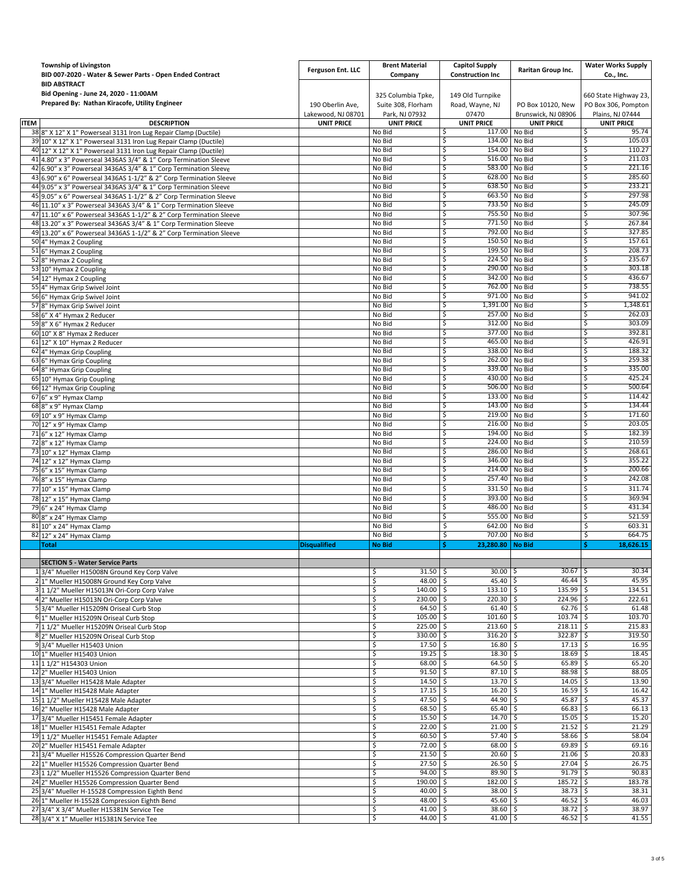| | **Township of Livingston**<br>**BID 007-2020 - Water & Sewer Parts - Open Ended Contract**<br>**BID ABSTRACT**<br>**Bid Opening - June 24, 2020 - 11:00AM**<br>**Prepared By: Nathan Kiracofe, Utility Engineer** | **Ferguson Ent. LLC**<br>190 Oberlin Ave, Lakewood, NJ 08701 | **Brent Material Company**<br>325 Columbia Tpke, Suite 308, Florham Park, NJ 07932 | **Capitol Supply Construction Inc**<br>149 Old Turnpike Road, Wayne, NJ 07470 | **Raritan Group Inc.**<br>PO Box 10120, New Brunswick, NJ 08906 | **Water Works Supply Co., Inc.**<br>660 State Highway 23, PO Box 306, Pompton Plains, NJ 07444 |
|---|---|---|---|---|---|---|
| **ITEM** | **DESCRIPTION** | **UNIT PRICE** | **UNIT PRICE** | **UNIT PRICE** | **UNIT PRICE** | **UNIT PRICE** |
| 38 | 8" X 12" X 1" Powerseal 3131 Iron Lug Repair Clamp (Ductile) | | No Bid | $ 117.00 | No Bid | $ 95.74 |
| 39 | 10" X 12" X 1" Powerseal 3131 Iron Lug Repair Clamp (Ductile) | | No Bid | $ 134.00 | No Bid | $ 105.03 |
| 40 | 12" X 12" X 1" Powerseal 3131 Iron Lug Repair Clamp (Ductile) | | No Bid | $ 154.00 | No Bid | $ 110.27 |
| 41 | 4.80" x 3" Powerseal 3436AS 3/4" & 1" Corp Termination Sleeve | | No Bid | $ 516.00 | No Bid | $ 211.03 |
| 42 | 6.90" x 3" Powerseal 3436AS 3/4" & 1" Corp Termination Sleeve | | No Bid | $ 583.00 | No Bid | $ 221.16 |
| 43 | 6.90" x 6" Powerseal 3436AS 1-1/2" & 2" Corp Termination Sleeve | | No Bid | $ 628.00 | No Bid | $ 285.60 |
| 44 | 9.05" x 3" Powerseal 3436AS 3/4" & 1" Corp Termination Sleeve | | No Bid | $ 638.50 | No Bid | $ 233.21 |
| 45 | 9.05" x 6" Powerseal 3436AS 1-1/2" & 2" Corp Termination Sleeve | | No Bid | $ 663.50 | No Bid | $ 297.98 |
| 46 | 11.10" x 3" Powerseal 3436AS 3/4" & 1" Corp Termination Sleeve | | No Bid | $ 733.50 | No Bid | $ 245.09 |
| 47 | 11.10" x 6" Powerseal 3436AS 1-1/2" & 2" Corp Termination Sleeve | | No Bid | $ 755.50 | No Bid | $ 307.96 |
| 48 | 13.20" x 3" Powerseal 3436AS 3/4" & 1" Corp Termination Sleeve | | No Bid | $ 771.50 | No Bid | $ 267.84 |
| 49 | 13.20" x 6" Powerseal 3436AS 1-1/2" & 2" Corp Termination Sleeve | | No Bid | $ 792.00 | No Bid | $ 327.85 |
| 50 | 4" Hymax 2 Coupling | | No Bid | $ 150.50 | No Bid | $ 157.61 |
| 51 | 6" Hymax 2 Coupling | | No Bid | $ 199.50 | No Bid | $ 208.73 |
| 52 | 8" Hymax 2 Coupling | | No Bid | $ 224.50 | No Bid | $ 235.67 |
| 53 | 10" Hymax 2 Coupling | | No Bid | $ 290.00 | No Bid | $ 303.18 |
| 54 | 12" Hymax 2 Coupling | | No Bid | $ 342.00 | No Bid | $ 436.67 |
| 55 | 4" Hymax Grip Swivel Joint | | No Bid | $ 762.00 | No Bid | $ 738.55 |
| 56 | 6" Hymax Grip Swivel Joint | | No Bid | $ 971.00 | No Bid | $ 941.02 |
| 57 | 8" Hymax Grip Swivel Joint | | No Bid | $ 1,391.00 | No Bid | $ 1,348.61 |
| 58 | 6" X 4" Hymax 2 Reducer | | No Bid | $ 257.00 | No Bid | $ 262.03 |
| 59 | 8" X 6" Hymax 2 Reducer | | No Bid | $ 312.00 | No Bid | $ 303.09 |
| 60 | 10" X 8" Hymax 2 Reducer | | No Bid | $ 377.00 | No Bid | $ 392.81 |
| 61 | 12" X 10" Hymax 2 Reducer | | No Bid | $ 465.00 | No Bid | $ 426.91 |
| 62 | 4" Hymax Grip Coupling | | No Bid | $ 338.00 | No Bid | $ 188.32 |
| 63 | 6" Hymax Grip Coupling | | No Bid | $ 262.00 | No Bid | $ 259.38 |
| 64 | 8" Hymax Grip Coupling | | No Bid | $ 339.00 | No Bid | $ 335.00 |
| 65 | 10" Hymax Grip Coupling | | No Bid | $ 430.00 | No Bid | $ 425.24 |
| 66 | 12" Hymax Grip Coupling | | No Bid | $ 506.00 | No Bid | $ 500.64 |
| 67 | 6" x 9" Hymax Clamp | | No Bid | $ 133.00 | No Bid | $ 114.42 |
| 68 | 8" x 9" Hymax Clamp | | No Bid | $ 143.00 | No Bid | $ 134.44 |
| 69 | 10" x 9" Hymax Clamp | | No Bid | $ 219.00 | No Bid | $ 171.60 |
| 70 | 12" x 9" Hymax Clamp | | No Bid | $ 216.00 | No Bid | $ 203.05 |
| 71 | 6" x 12" Hymax Clamp | | No Bid | $ 194.00 | No Bid | $ 182.39 |
| 72 | 8" x 12" Hymax Clamp | | No Bid | $ 224.00 | No Bid | $ 210.59 |
| 73 | 10" x 12" Hymax Clamp | | No Bid | $ 286.00 | No Bid | $ 268.61 |
| 74 | 12" x 12" Hymax Clamp | | No Bid | $ 346.00 | No Bid | $ 355.22 |
| 75 | 6" x 15" Hymax Clamp | | No Bid | $ 214.00 | No Bid | $ 200.66 |
| 76 | 8" x 15" Hymax Clamp | | No Bid | $ 257.40 | No Bid | $ 242.08 |
| 77 | 10" x 15" Hymax Clamp | | No Bid | $ 331.50 | No Bid | $ 311.74 |
| 78 | 12" x 15" Hymax Clamp | | No Bid | $ 393.00 | No Bid | $ 369.94 |
| 79 | 6" x 24" Hymax Clamp | | No Bid | $ 486.00 | No Bid | $ 431.34 |
| 80 | 8" x 24" Hymax Clamp | | No Bid | $ 555.00 | No Bid | $ 521.59 |
| 81 | 10" x 24" Hymax Clamp | | No Bid | $ 642.00 | No Bid | $ 603.31 |
| 82 | 12" x 24" Hymax Clamp | | No Bid | $ 707.00 | No Bid | $ 664.75 |
| | **Total** | **Disqualified** | **No Bid** | **$ 23,280.80** | **No Bid** | **$ 18,626.15** |
| | | | | | | |
| | **SECTION 5 - Water Service Parts** | | | | | |
| 1 | 3/4" Mueller H15008N Ground Key Corp Valve | | $ 31.50 | $ 30.00 | $ 30.67 | $ 30.34 |
| 2 | 1" Mueller H15008N Ground Key Corp Valve | | $ 48.00 | $ 45.40 | $ 46.44 | $ 45.95 |
| 3 | 1 1/2" Mueller H15013N Ori-Corp Corp Valve | | $ 140.00 | $ 133.10 | $ 135.99 | $ 134.51 |
| 4 | 2" Mueller H15013N Ori-Corp Corp Valve | | $ 230.00 | $ 220.30 | $ 224.96 | $ 222.61 |
| 5 | 3/4" Mueller H15209N Oriseal Curb Stop | | $ 64.50 | $ 61.40 | $ 62.76 | $ 61.48 |
| 6 | 1" Mueller H15209N Oriseal Curb Stop | | $ 105.00 | $ 101.60 | $ 103.74 | $ 103.70 |
| 7 | 1 1/2" Mueller H15209N Oriseal Curb Stop | | $ 225.00 | $ 213.60 | $ 218.11 | $ 215.83 |
| 8 | 2" Mueller H15209N Oriseal Curb Stop | | $ 330.00 | $ 316.20 | $ 322.87 | $ 319.50 |
| 9 | 3/4" Mueller H15403 Union | | $ 17.50 | $ 16.80 | $ 17.13 | $ 16.95 |
| 10 | 1" Mueller H15403 Union | | $ 19.25 | $ 18.30 | $ 18.69 | $ 18.45 |
| 11 | 1 1/2" H154303 Union | | $ 68.00 | $ 64.50 | $ 65.89 | $ 65.20 |
| 12 | 2" Mueller H15403 Union | | $ 91.50 | $ 87.10 | $ 88.98 | $ 88.05 |
| 13 | 3/4" Mueller H15428 Male Adapter | | $ 14.50 | $ 13.70 | $ 14.05 | $ 13.90 |
| 14 | 1" Mueller H15428 Male Adapter | | $ 17.15 | $ 16.20 | $ 16.59 | $ 16.42 |
| 15 | 1 1/2" Mueller H15428 Male Adapter | | $ 47.50 | $ 44.90 | $ 45.87 | $ 45.37 |
| 16 | 2" Mueller H15428 Male Adapter | | $ 68.50 | $ 65.40 | $ 66.83 | $ 66.13 |
| 17 | 3/4" Mueller H15451 Female Adapter | | $ 15.50 | $ 14.70 | $ 15.05 | $ 15.20 |
| 18 | 1" Mueller H15451 Female Adapter | | $ 22.00 | $ 21.00 | $ 21.52 | $ 21.29 |
| 19 | 1 1/2" Mueller H15451 Female Adapter | | $ 60.50 | $ 57.40 | $ 58.66 | $ 58.04 |
| 20 | 2" Mueller H15451 Female Adapter | | $ 72.00 | $ 68.00 | $ 69.89 | $ 69.16 |
| 21 | 3/4" Mueller H15526 Compression Quarter Bend | | $ 21.50 | $ 20.60 | $ 21.06 | $ 20.83 |
| 22 | 1" Mueller H15526 Compression Quarter Bend | | $ 27.50 | $ 26.50 | $ 27.04 | $ 26.75 |
| 23 | 1 1/2" Mueller H15526 Compression Quarter Bend | | $ 94.00 | $ 89.90 | $ 91.79 | $ 90.83 |
| 24 | 2" Mueller H15526 Compression Quarter Bend | | $ 190.00 | $ 182.00 | $ 185.72 | $ 183.78 |
| 25 | 3/4" Mueller H-15528 Compression Eighth Bend | | $ 40.00 | $ 38.00 | $ 38.73 | $ 38.31 |
| 26 | 1" Mueller H-15528 Compression Eighth Bend | | $ 48.00 | $ 45.60 | $ 46.52 | $ 46.03 |
| 27 | 3/4" X 3/4" Mueller H15381N Service Tee | | $ 41.00 | $ 38.60 | $ 38.72 | $ 38.97 |
| 28 | 3/4" X 1" Mueller H15381N Service Tee | | $ 44.00 | $ 41.00 | $ 46.52 | $ 41.55 |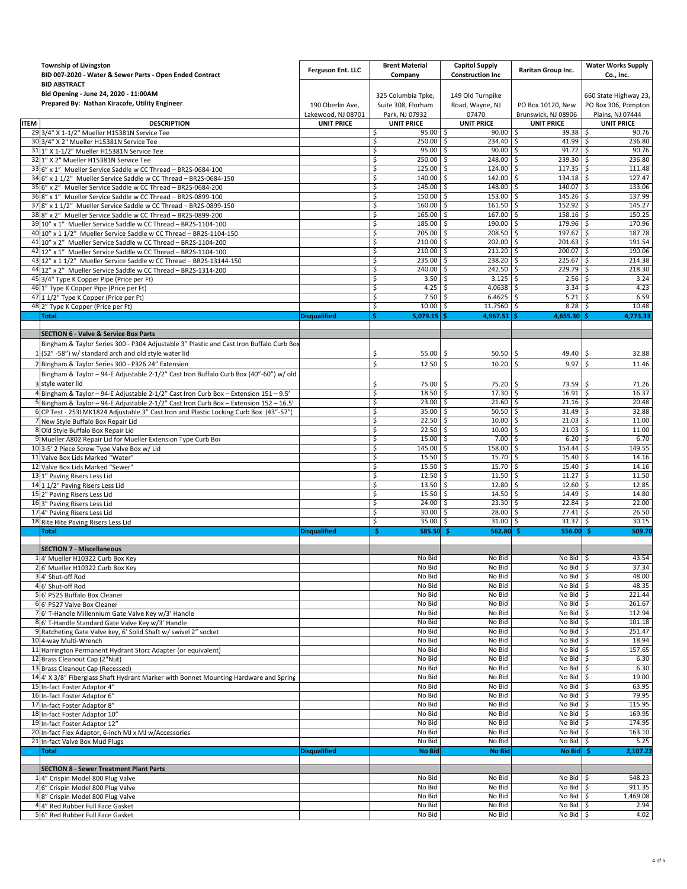| ITEM | Township of Livingston<br>BID 007-2020 - Water & Sewer Parts - Open Ended Contract<br>BID ABSTRACT<br>Bid Opening - June 24, 2020 - 11:00AM<br>Prepared By: Nathan Kiracofe, Utility Engineer<br>DESCRIPTION | Ferguson Ent. LLC<br>190 Oberlin Ave, Lakewood, NJ 08701<br>UNIT PRICE | Brent Material Company<br>325 Columbia Tpke, Suite 308, Florham Park, NJ 07932<br>UNIT PRICE | Capitol Supply Construction Inc<br>149 Old Turnpike Road, Wayne, NJ 07470<br>UNIT PRICE | Raritan Group Inc.<br>PO Box 10120, New Brunswick, NJ 08906<br>UNIT PRICE | Water Works Supply Co., Inc.<br>660 State Highway 23, PO Box 306, Pompton Plains, NJ 07444<br>UNIT PRICE |
|---|---|---|---|---|---|---|
| 29 | 3/4" X 1-1/2" Mueller H15381N Service Tee | | $ 95.00 | $ 90.00 | $ 39.38 | $ 90.76 |
| 30 | 3/4" X 2" Mueller H15381N Service Tee | | $ 250.00 | $ 234.40 | $ 41.99 | $ 236.80 |
| 31 | 1" X 1-1/2" Mueller H15381N Service Tee | | $ 95.00 | $ 90.00 | $ 91.72 | $ 90.76 |
| 32 | 1" X 2" Mueller H15381N Service Tee | | $ 250.00 | $ 248.00 | $ 239.30 | $ 236.80 |
| 33 | 6" x 1" Mueller Service Saddle w CC Thread – BR2S-0684-100 | | $ 125.00 | $ 124.00 | $ 117.35 | $ 111.48 |
| 34 | 6" x 1 1/2" Mueller Service Saddle w CC Thread – BR2S-0684-150 | | $ 140.00 | $ 142.00 | $ 134.18 | $ 127.47 |
| 35 | 6" x 2" Mueller Service Saddle w CC Thread – BR2S-0684-200 | | $ 145.00 | $ 148.00 | $ 140.07 | $ 133.06 |
| 36 | 8" x 1" Mueller Service Saddle w CC Thread – BR2S-0899-100 | | $ 150.00 | $ 153.00 | $ 145.26 | $ 137.99 |
| 37 | 8" x 1 1/2" Mueller Service Saddle w CC Thread – BR2S-0899-150 | | $ 160.00 | $ 161.50 | $ 152.92 | $ 145.27 |
| 38 | 8" x 2" Mueller Service Saddle w CC Thread – BR2S-0899-200 | | $ 165.00 | $ 167.00 | $ 158.16 | $ 150.25 |
| 39 | 10" x 1" Mueller Service Saddle w CC Thread – BR2S-1104-100 | | $ 185.00 | $ 190.00 | $ 179.96 | $ 170.96 |
| 40 | 10" x 1 1/2" Mueller Service Saddle w CC Thread – BR2S-1104-150 | | $ 205.00 | $ 208.50 | $ 197.67 | $ 187.78 |
| 41 | 10" x 2" Mueller Service Saddle w CC Thread – BR2S-1104-200 | | $ 210.00 | $ 202.00 | $ 201.63 | $ 191.54 |
| 42 | 12" x 1" Mueller Service Saddle w CC Thread – BR2S-1104-100 | | $ 210.00 | $ 211.20 | $ 200.07 | $ 190.06 |
| 43 | 12" x 1 1/2" Mueller Service Saddle w CC Thread – BR2S-13144-150 | | $ 235.00 | $ 238.20 | $ 225.67 | $ 214.38 |
| 44 | 12" x 2" Mueller Service Saddle w CC Thread – BR2S-1314-200 | | $ 240.00 | $ 242.50 | $ 229.79 | $ 218.30 |
| 45 | 3/4" Type K Copper Pipe (Price per Ft) | | $ 3.50 | $ 3.125 | $ 2.56 | $ 3.24 |
| 46 | 1" Type K Copper Pipe (Price per Ft) | | $ 4.25 | $ 4.0638 | $ 3.34 | $ 4.23 |
| 47 | 1 1/2" Type K Copper (Price per Ft) | | $ 7.50 | $ 6.4625 | $ 5.21 | $ 6.59 |
| 48 | 2" Type K Copper (Price per Ft) | | $ 10.00 | $ 11.7560 | $ 8.28 | $ 10.48 |
| | **Total** | **Disqualified** | **$ 5,079.15** | **$ 4,967.51** | **$ 4,655.30** | **$ 4,773.33** |
| | | | | | | |
| | **SECTION 6 - Valve & Service Box Parts** | | | | | |
| 1 | Bingham & Taylor Series 300 - P304 Adjustable 3" Plastic and Cast Iron Buffalo Curb Box (52" -58") w/ standard arch and old style water lid | | $ 55.00 | $ 50.50 | $ 49.40 | $ 32.88 |
| 2 | Bingham & Taylor Series 300 - P326 24" Extension | | $ 12.50 | $ 10.20 | $ 9.97 | $ 11.46 |
| 3 | Bingham & Taylor – 94-E Adjustable 2-1/2" Cast Iron Buffalo Curb Box (40"-60") w/ old style water lid | | $ 75.00 | $ 75.20 | $ 73.59 | $ 71.26 |
| 4 | Bingham & Taylor – 94-E Adjustable 2-1/2" Cast Iron Curb Box – Extension 151 – 9.5' | | $ 18.50 | $ 17.30 | $ 16.91 | $ 16.37 |
| 5 | Bingham & Taylor – 94-E Adjustable 2-1/2" Cast Iron Curb Box – Extension 152 – 16.5' | | $ 23.00 | $ 21.60 | $ 21.16 | $ 20.48 |
| 6 | CP Test - 253LMK1824 Adjustable 3" Cast Iron and Plastic Locking Curb Box (43"-57") | | $ 35.00 | $ 50.50 | $ 31.49 | $ 32.88 |
| 7 | New Style Buffalo Box Repair Lid | | $ 22.50 | $ 10.00 | $ 21.03 | $ 11.00 |
| 8 | Old Style Buffalo Box Repair Lid | | $ 22.50 | $ 10.00 | $ 21.03 | $ 11.00 |
| 9 | Mueller A802 Repair Lid for Mueller Extension Type Curb Box | | $ 15.00 | $ 7.00 | $ 6.20 | $ 6.70 |
| 10 | 3-5' 2 Piece Screw Type Valve Box w/ Lid | | $ 145.00 | $ 158.00 | $ 154.44 | $ 149.55 |
| 11 | Valve Box Lids Marked "Water" | | $ 15.50 | $ 15.70 | $ 15.40 | $ 14.16 |
| 12 | Valve Box Lids Marked "Sewer" | | $ 15.50 | $ 15.70 | $ 15.40 | $ 14.16 |
| 13 | 1" Paving Risers Less Lid | | $ 12.50 | $ 11.50 | $ 11.27 | $ 11.50 |
| 14 | 1 1/2" Paving Risers Less Lid | | $ 13.50 | $ 12.80 | $ 12.60 | $ 12.85 |
| 15 | 2" Paving Risers Less Lid | | $ 15.50 | $ 14.50 | $ 14.49 | $ 14.80 |
| 16 | 3" Paving Risers Less Lid | | $ 24.00 | $ 23.30 | $ 22.84 | $ 22.00 |
| 17 | 4" Paving Risers Less Lid | | $ 30.00 | $ 28.00 | $ 27.41 | $ 26.50 |
| 18 | Rite Hite Paving Risers Less Lid | | $ 35.00 | $ 31.00 | $ 31.37 | $ 30.15 |
| | **Total** | **Disqualified** | **$ 585.50** | **$ 562.80** | **$ 556.00** | **$ 509.70** |
| | | | | | | |
| | **SECTION 7 - Miscellaneous** | | | | | |
| 1 | 4' Mueller H10322 Curb Box Key | | No Bid | No Bid | No Bid | $ 43.54 |
| 2 | 6' Mueller H10322 Curb Box Key | | No Bid | No Bid | No Bid | $ 37.34 |
| 3 | 4' Shut-off Rod | | No Bid | No Bid | No Bid | $ 48.00 |
| 4 | 6' Shut-off Rod | | No Bid | No Bid | No Bid | $ 48.35 |
| 5 | 6' P525 Buffalo Box Cleaner | | No Bid | No Bid | No Bid | $ 221.44 |
| 6 | 6' P527 Valve Box Cleaner | | No Bid | No Bid | No Bid | $ 261.67 |
| 7 | 6' T-Handle Millennium Gate Valve Key w/3' Handle | | No Bid | No Bid | No Bid | $ 112.94 |
| 8 | 6' T-Handle Standard Gate Valve Key w/3' Handle | | No Bid | No Bid | No Bid | $ 101.18 |
| 9 | Ratcheting Gate Valve key, 6' Solid Shaft w/ swivel 2" socket | | No Bid | No Bid | No Bid | $ 251.47 |
| 10 | 4-way Multi-Wrench | | No Bid | No Bid | No Bid | $ 18.94 |
| 11 | Harrington Permanent Hydrant Storz Adapter (or equivalent) | | No Bid | No Bid | No Bid | $ 157.65 |
| 12 | Brass Cleanout Cap (2"Nut) | | No Bid | No Bid | No Bid | $ 6.30 |
| 13 | Brass Cleanout Cap (Recessed) | | No Bid | No Bid | No Bid | $ 6.30 |
| 14 | 4' X 3/8" Fiberglass Shaft Hydrant Marker with Bonnet Mounting Hardware and Spring | | No Bid | No Bid | No Bid | $ 19.00 |
| 15 | In-fact Foster Adaptor 4" | | No Bid | No Bid | No Bid | $ 63.95 |
| 16 | In-fact Foster Adaptor 6" | | No Bid | No Bid | No Bid | $ 79.95 |
| 17 | In-fact Foster Adaptor 8" | | No Bid | No Bid | No Bid | $ 115.95 |
| 18 | In-fact Foster Adaptor 10" | | No Bid | No Bid | No Bid | $ 169.95 |
| 19 | In-fact Foster Adaptor 12" | | No Bid | No Bid | No Bid | $ 174.95 |
| 20 | In-fact Flex Adaptor, 6-inch MJ x MJ w/Accessories | | No Bid | No Bid | No Bid | $ 163.10 |
| 21 | In-fact Valve Box Mud Plugs | | No Bid | No Bid | No Bid | $ 5.25 |
| | **Total** | **Disqualified** | **No Bid** | **No Bid** | **No Bid** | **$ 2,107.22** |
| | | | | | | |
| | **SECTION 8 - Sewer Treatment Plant Parts** | | | | | |
| 1 | 4" Crispin Model 800 Plug Valve | | No Bid | No Bid | No Bid | $ 548.23 |
| 2 | 6" Crispin Model 800 Plug Valve | | No Bid | No Bid | No Bid | $ 911.35 |
| 3 | 8" Crispin Model 800 Plug Valve | | No Bid | No Bid | No Bid | $ 1,469.08 |
| 4 | 4" Red Rubber Full Face Gasket | | No Bid | No Bid | No Bid | $ 2.94 |
| 5 | 6" Red Rubber Full Face Gasket | | No Bid | No Bid | No Bid | $ 4.02 |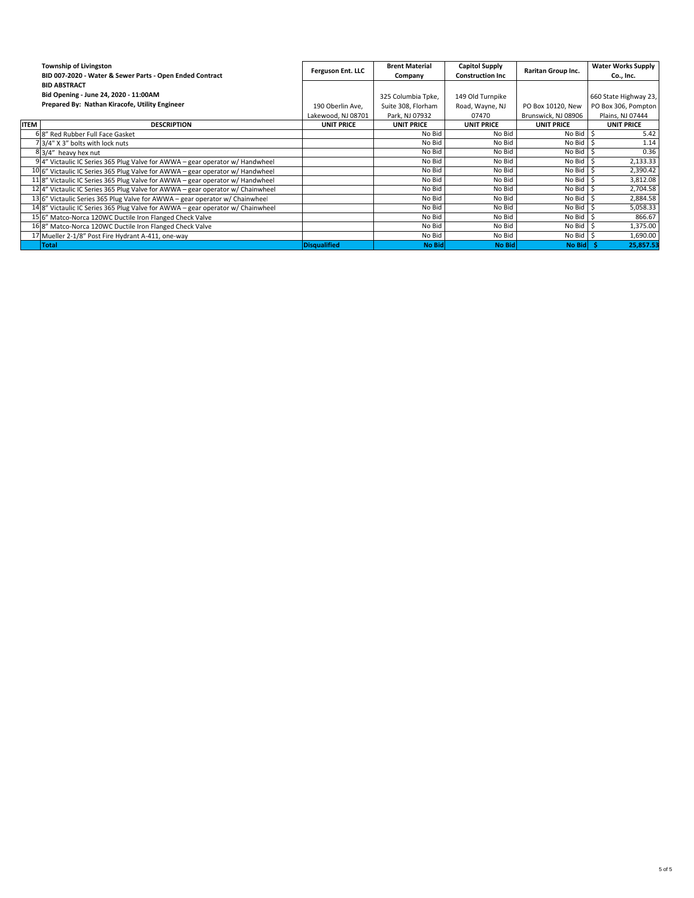| | Township of Livingston<br>BID 007-2020 - Water & Sewer Parts - Open Ended Contract<br>BID ABSTRACT<br>Bid Opening - June 24, 2020 - 11:00AM<br>Prepared By: Nathan Kiracofe, Utility Engineer | **Ferguson Ent. LLC**<br>190 Oberlin Ave, Lakewood, NJ 08701 | **Brent Material Company**<br>325 Columbia Tpke, Suite 308, Florham Park, NJ 07932 | **Capitol Supply Construction Inc**<br>149 Old Turnpike Road, Wayne, NJ 07470 | **Raritan Group Inc.**<br>PO Box 10120, New Brunswick, NJ 08906 | **Water Works Supply Co., Inc.**<br>660 State Highway 23, PO Box 306, Pompton Plains, NJ 07444 |
|---|---|---|---|---|---|---|
| **ITEM** | **DESCRIPTION** | **UNIT PRICE** | **UNIT PRICE** | **UNIT PRICE** | **UNIT PRICE** | **UNIT PRICE** |
| 6 | 8" Red Rubber Full Face Gasket | | No Bid | No Bid | No Bid | $ 5.42 |
| 7 | 3/4" X 3" bolts with lock nuts | | No Bid | No Bid | No Bid | $ 1.14 |
| 8 | 3/4" heavy hex nut | | No Bid | No Bid | No Bid | $ 0.36 |
| 9 | 4" Victaulic IC Series 365 Plug Valve for AWWA – gear operator w/ Handwheel | | No Bid | No Bid | No Bid | $ 2,133.33 |
| 10 | 6" Victaulic IC Series 365 Plug Valve for AWWA – gear operator w/ Handwheel | | No Bid | No Bid | No Bid | $ 2,390.42 |
| 11 | 8" Victaulic IC Series 365 Plug Valve for AWWA – gear operator w/ Handwheel | | No Bid | No Bid | No Bid | $ 3,812.08 |
| 12 | 4" Victaulic IC Series 365 Plug Valve for AWWA – gear operator w/ Chainwheel | | No Bid | No Bid | No Bid | $ 2,704.58 |
| 13 | 6" Victaulic Series 365 Plug Valve for AWWA – gear operator w/ Chainwheel | | No Bid | No Bid | No Bid | $ 2,884.58 |
| 14 | 8" Victaulic IC Series 365 Plug Valve for AWWA – gear operator w/ Chainwheel | | No Bid | No Bid | No Bid | $ 5,058.33 |
| 15 | 6" Matco-Norca 120WC Ductile Iron Flanged Check Valve | | No Bid | No Bid | No Bid | $ 866.67 |
| 16 | 8" Matco-Norca 120WC Ductile Iron Flanged Check Valve | | No Bid | No Bid | No Bid | $ 1,375.00 |
| 17 | Mueller 2-1/8" Post Fire Hydrant A-411, one-way | | No Bid | No Bid | No Bid | $ 1,690.00 |
| | **Total** | **Disqualified** | **No Bid** | **No Bid** | **No Bid** | **$ 25,857.53** |